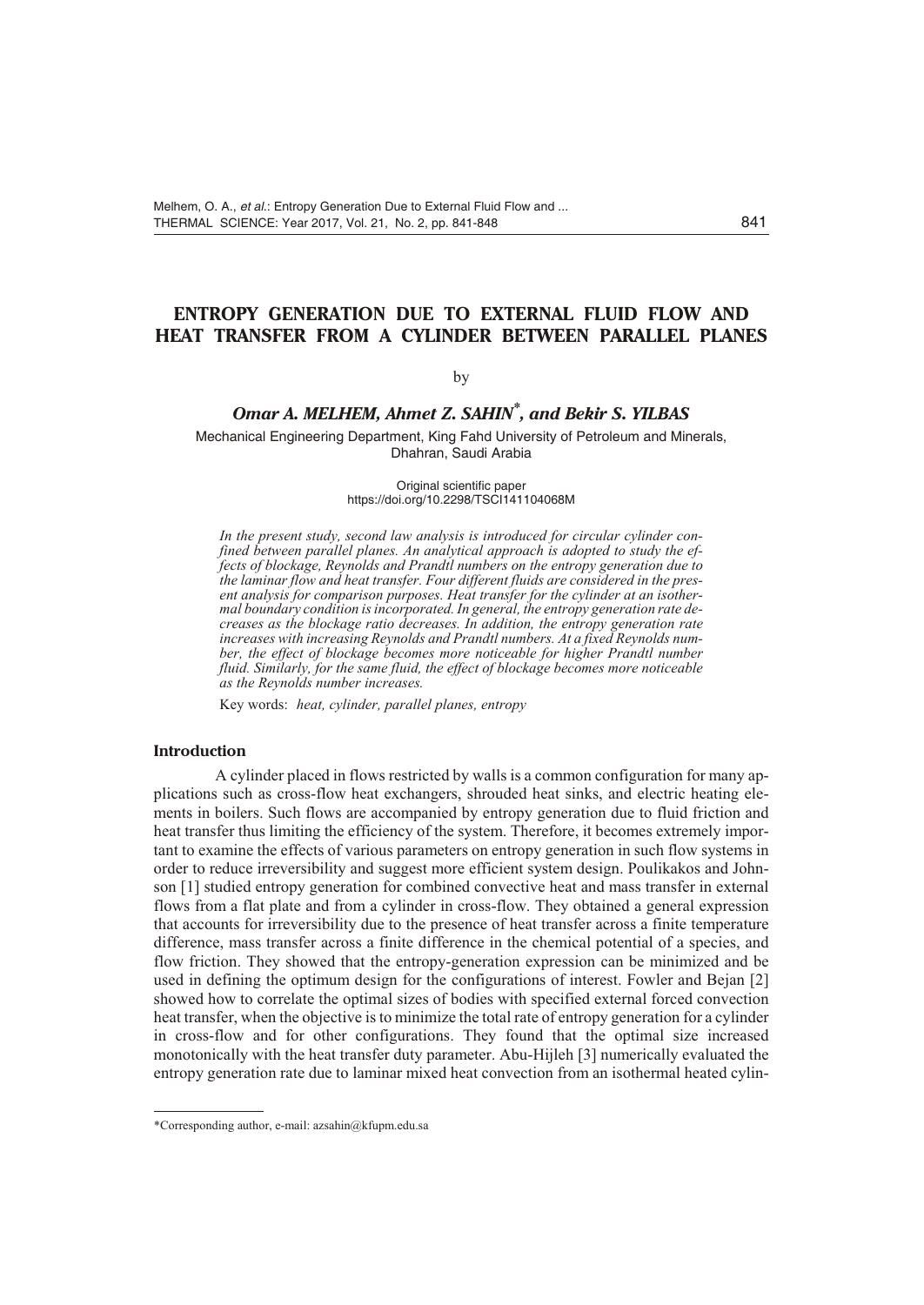# ENTROPY GENERATION DUE TO EXTERNAL FLUID FLOW AND HEAT TRANSFER FROM A CYLINDER BETWEEN PARALLEL PLANES

by

***Omar A. MELHEM, Ahmet Z. SAHIN*, and Bekir S. YILBAS***

Mechanical Engineering Department, King Fahd University of Petroleum and Minerals, Dhahran, Saudi Arabia

Original scientific paper
https://doi.org/10.2298/TSCI141104068M

*In the present study, second law analysis is introduced for circular cylinder confined between parallel planes. An analytical approach is adopted to study the effects of blockage, Reynolds and Prandtl numbers on the entropy generation due to the laminar flow and heat transfer. Four different fluids are considered in the present analysis for comparison purposes. Heat transfer for the cylinder at an isothermal boundary condition is incorporated. In general, the entropy generation rate decreases as the blockage ratio decreases. In addition, the entropy generation rate increases with increasing Reynolds and Prandtl numbers. At a fixed Reynolds number, the effect of blockage becomes more noticeable for higher Prandtl number fluid. Similarly, for the same fluid, the effect of blockage becomes more noticeable as the Reynolds number increases.*

Key words: *heat, cylinder, parallel planes, entropy*

## Introduction

A cylinder placed in flows restricted by walls is a common configuration for many applications such as cross-flow heat exchangers, shrouded heat sinks, and electric heating elements in boilers. Such flows are accompanied by entropy generation due to fluid friction and heat transfer thus limiting the efficiency of the system. Therefore, it becomes extremely important to examine the effects of various parameters on entropy generation in such flow systems in order to reduce irreversibility and suggest more efficient system design. Poulikakos and Johnson [1] studied entropy generation for combined convective heat and mass transfer in external flows from a flat plate and from a cylinder in cross-flow. They obtained a general expression that accounts for irreversibility due to the presence of heat transfer across a finite temperature difference, mass transfer across a finite difference in the chemical potential of a species, and flow friction. They showed that the entropy-generation expression can be minimized and be used in defining the optimum design for the configurations of interest. Fowler and Bejan [2] showed how to correlate the optimal sizes of bodies with specified external forced convection heat transfer, when the objective is to minimize the total rate of entropy generation for a cylinder in cross-flow and for other configurations. They found that the optimal size increased monotonically with the heat transfer duty parameter. Abu-Hijleh [3] numerically evaluated the entropy generation rate due to laminar mixed heat convection from an isothermal heated cylin-

*Corresponding author, e-mail: azsahin@kfupm.edu.sa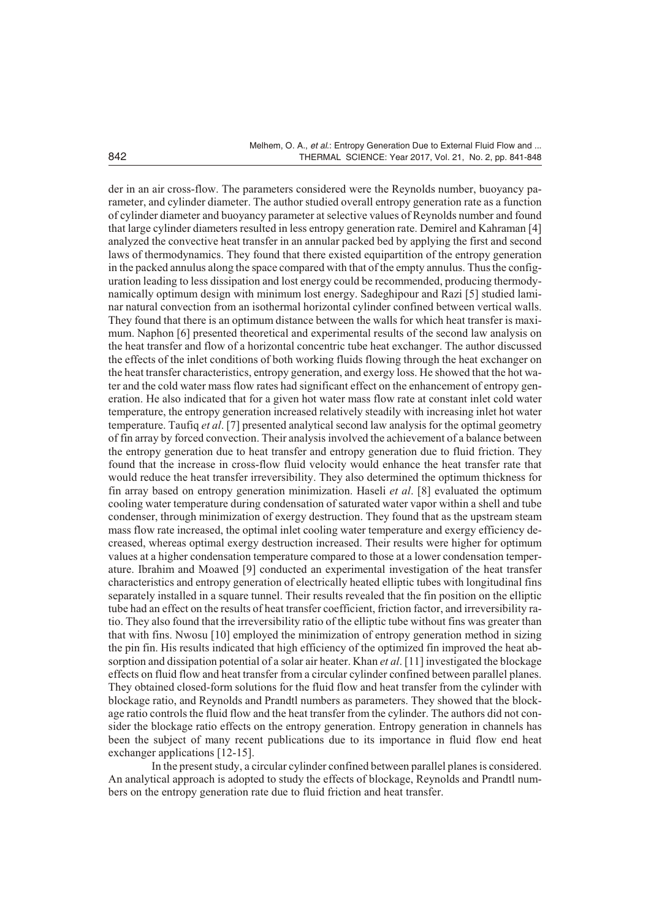der in an air cross-flow. The parameters considered were the Reynolds number, buoyancy parameter, and cylinder diameter. The author studied overall entropy generation rate as a function of cylinder diameter and buoyancy parameter at selective values of Reynolds number and found that large cylinder diameters resulted in less entropy generation rate. Demirel and Kahraman [4] analyzed the convective heat transfer in an annular packed bed by applying the first and second laws of thermodynamics. They found that there existed equipartition of the entropy generation in the packed annulus along the space compared with that of the empty annulus. Thus the configuration leading to less dissipation and lost energy could be recommended, producing thermodynamically optimum design with minimum lost energy. Sadeghipour and Razi [5] studied laminar natural convection from an isothermal horizontal cylinder confined between vertical walls. They found that there is an optimum distance between the walls for which heat transfer is maximum. Naphon [6] presented theoretical and experimental results of the second law analysis on the heat transfer and flow of a horizontal concentric tube heat exchanger. The author discussed the effects of the inlet conditions of both working fluids flowing through the heat exchanger on the heat transfer characteristics, entropy generation, and exergy loss. He showed that the hot water and the cold water mass flow rates had significant effect on the enhancement of entropy generation. He also indicated that for a given hot water mass flow rate at constant inlet cold water temperature, the entropy generation increased relatively steadily with increasing inlet hot water temperature. Taufiq *et al*. [7] presented analytical second law analysis for the optimal geometry of fin array by forced convection. Their analysis involved the achievement of a balance between the entropy generation due to heat transfer and entropy generation due to fluid friction. They found that the increase in cross-flow fluid velocity would enhance the heat transfer rate that would reduce the heat transfer irreversibility. They also determined the optimum thickness for fin array based on entropy generation minimization. Haseli *et al*. [8] evaluated the optimum cooling water temperature during condensation of saturated water vapor within a shell and tube condenser, through minimization of exergy destruction. They found that as the upstream steam mass flow rate increased, the optimal inlet cooling water temperature and exergy efficiency decreased, whereas optimal exergy destruction increased. Their results were higher for optimum values at a higher condensation temperature compared to those at a lower condensation temperature. Ibrahim and Moawed [9] conducted an experimental investigation of the heat transfer characteristics and entropy generation of electrically heated elliptic tubes with longitudinal fins separately installed in a square tunnel. Their results revealed that the fin position on the elliptic tube had an effect on the results of heat transfer coefficient, friction factor, and irreversibility ratio. They also found that the irreversibility ratio of the elliptic tube without fins was greater than that with fins. Nwosu [10] employed the minimization of entropy generation method in sizing the pin fin. His results indicated that high efficiency of the optimized fin improved the heat absorption and dissipation potential of a solar air heater. Khan *et al*. [11] investigated the blockage effects on fluid flow and heat transfer from a circular cylinder confined between parallel planes. They obtained closed-form solutions for the fluid flow and heat transfer from the cylinder with blockage ratio, and Reynolds and Prandtl numbers as parameters. They showed that the blockage ratio controls the fluid flow and the heat transfer from the cylinder. The authors did not consider the blockage ratio effects on the entropy generation. Entropy generation in channels has been the subject of many recent publications due to its importance in fluid flow end heat exchanger applications [12-15].

In the present study, a circular cylinder confined between parallel planes is considered. An analytical approach is adopted to study the effects of blockage, Reynolds and Prandtl numbers on the entropy generation rate due to fluid friction and heat transfer.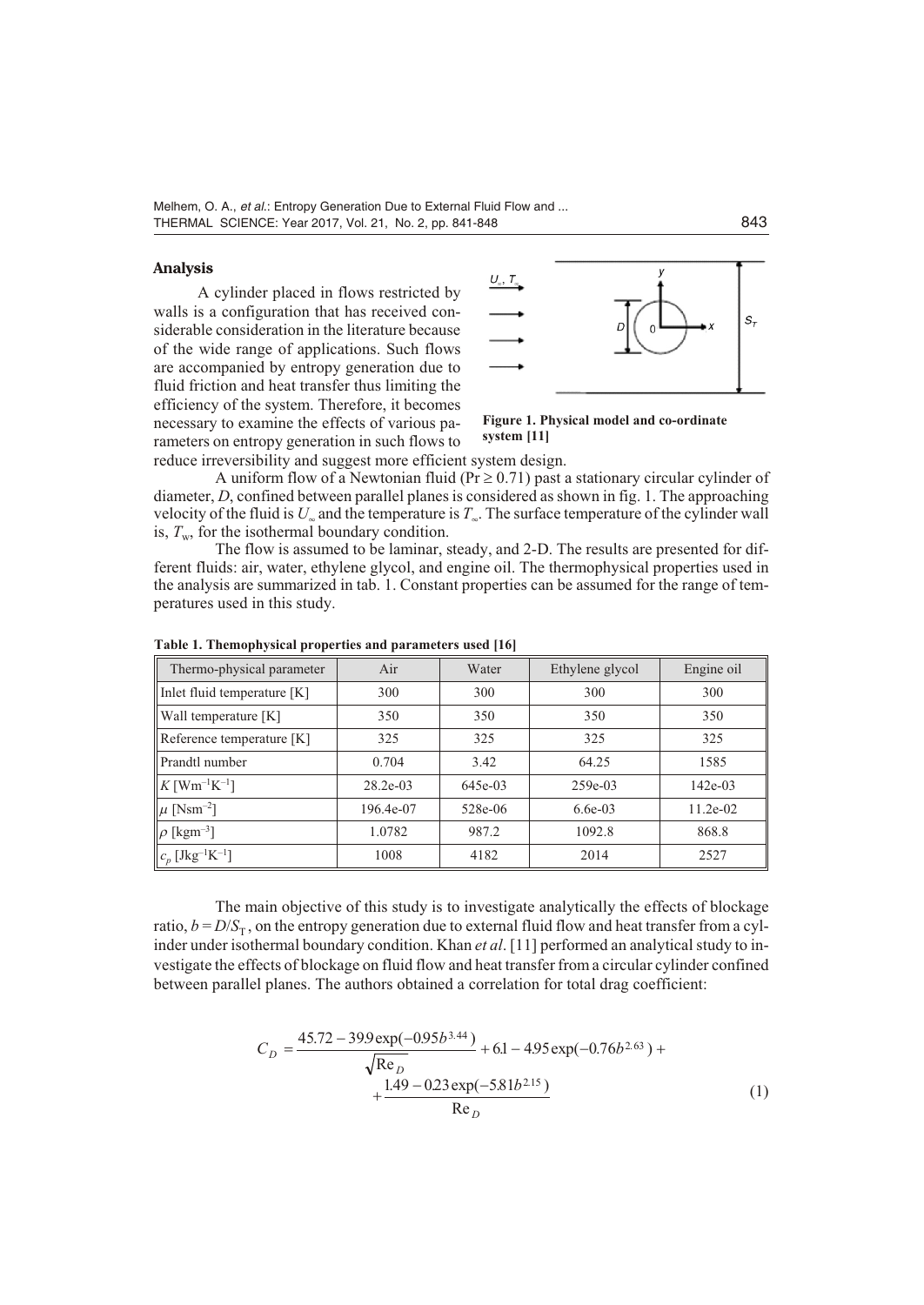## Analysis

A cylinder placed in flows restricted by walls is a configuration that has received considerable consideration in the literature because of the wide range of applications. Such flows are accompanied by entropy generation due to fluid friction and heat transfer thus limiting the efficiency of the system. Therefore, it becomes necessary to examine the effects of various parameters on entropy generation in such flows to reduce irreversibility and suggest more efficient system design.

**Figure 1. Physical model and co-ordinate system [11]**

A uniform flow of a Newtonian fluid ($\Pr \geq 0.71$) past a stationary circular cylinder of diameter, $D$, confined between parallel planes is considered as shown in fig. 1. The approaching velocity of the fluid is $U_\infty$ and the temperature is $T_\infty$. The surface temperature of the cylinder wall is, $T_w$, for the isothermal boundary condition.

The flow is assumed to be laminar, steady, and 2-D. The results are presented for different fluids: air, water, ethylene glycol, and engine oil. The thermophysical properties used in the analysis are summarized in tab. 1. Constant properties can be assumed for the range of temperatures used in this study.

**Table 1. Themophysical properties and parameters used [16]**

| Thermo-physical parameter | Air | Water | Ethylene glycol | Engine oil |
|---|---|---|---|---|
| Inlet fluid temperature [K] | 300 | 300 | 300 | 300 |
| Wall temperature [K] | 350 | 350 | 350 | 350 |
| Reference temperature [K] | 325 | 325 | 325 | 325 |
| Prandtl number | 0.704 | 3.42 | 64.25 | 1585 |
| $K$ [Wm$^{-1}$K$^{-1}$] | 28.2e-03 | 645e-03 | 259e-03 | 142e-03 |
| $\mu$ [Nsm$^{-2}$] | 196.4e-07 | 528e-06 | 6.6e-03 | 11.2e-02 |
| $\rho$ [kgm$^{-3}$] | 1.0782 | 987.2 | 1092.8 | 868.8 |
| $c_p$ [Jkg$^{-1}$K$^{-1}$] | 1008 | 4182 | 2014 | 2527 |

The main objective of this study is to investigate analytically the effects of blockage ratio, $b = D/S_\text{T}$, on the entropy generation due to external fluid flow and heat transfer from a cylinder under isothermal boundary condition. Khan *et al*. [11] performed an analytical study to investigate the effects of blockage on fluid flow and heat transfer from a circular cylinder confined between parallel planes. The authors obtained a correlation for total drag coefficient:

$$C_D = \frac{45.72 - 39.9\exp(-0.95b^{3.44})}{\sqrt{\text{Re}_D}} + 6.1 - 4.95\exp(-0.76b^{2.63}) + \frac{1.49 - 0.23\exp(-5.81b^{2.15})}{\text{Re}_D} \tag{1}$$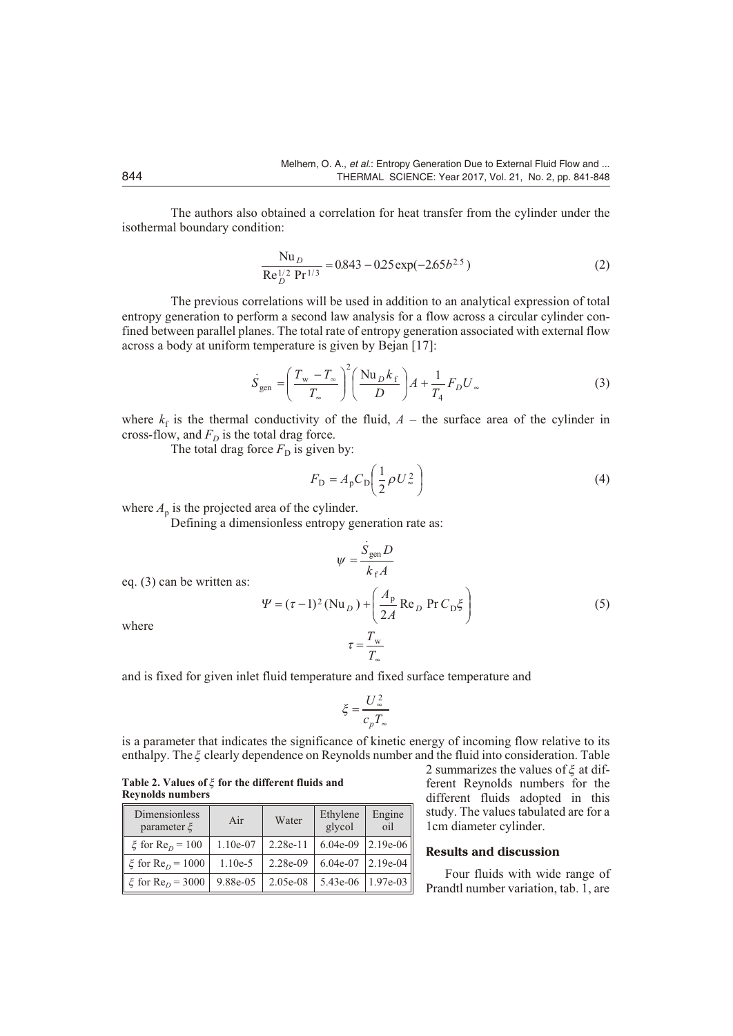The authors also obtained a correlation for heat transfer from the cylinder under the isothermal boundary condition:

$$\frac{\mathrm{Nu}_D}{\mathrm{Re}_D^{1/2}\ \mathrm{Pr}^{1/3}} = 0.843 - 0.25\exp(-2.65b^{2.5}) \tag{2}$$

The previous correlations will be used in addition to an analytical expression of total entropy generation to perform a second law analysis for a flow across a circular cylinder confined between parallel planes. The total rate of entropy generation associated with external flow across a body at uniform temperature is given by Bejan [17]:

$$\dot{S}_{\mathrm{gen}} = \left(\frac{T_{\mathrm{w}} - T_{\infty}}{T_{\infty}}\right)^2 \left(\frac{\mathrm{Nu}_D k_{\mathrm{f}}}{D}\right) A + \frac{1}{T_4} F_D U_{\infty} \tag{3}$$

where $k_{\mathrm{f}}$ is the thermal conductivity of the fluid, $A$ – the surface area of the cylinder in cross-flow, and $F_D$ is the total drag force.

The total drag force $F_{\mathrm{D}}$ is given by:

$$F_{\mathrm{D}} = A_{\mathrm{p}} C_{\mathrm{D}} \left(\frac{1}{2}\rho U_{\infty}^2\right) \tag{4}$$

where $A_{\mathrm{p}}$ is the projected area of the cylinder.

Defining a dimensionless entropy generation rate as:

$$\psi = \frac{\dot{S}_{\mathrm{gen}} D}{k_{\mathrm{f}} A}$$

eq. (3) can be written as:

$$\Psi = (\tau - 1)^2 (\mathrm{Nu}_D) + \left(\frac{A_{\mathrm{p}}}{2A} \mathrm{Re}_D\ \mathrm{Pr}\, C_{\mathrm{D}} \xi\right) \tag{5}$$

where

$$\tau = \frac{T_{\mathrm{w}}}{T_{\infty}}$$

and is fixed for given inlet fluid temperature and fixed surface temperature and

$$\xi = \frac{U_{\infty}^2}{c_p T_{\infty}}$$

is a parameter that indicates the significance of kinetic energy of incoming flow relative to its enthalpy. The $\xi$ clearly dependence on Reynolds number and the fluid into consideration. Table 2 summarizes the values of $\xi$ at different Reynolds numbers for the different fluids adopted in this study. The values tabulated are for a 1cm diameter cylinder.

**Table 2. Values of $\xi$ for the different fluids and Reynolds numbers**

| Dimensionless parameter $\xi$ | Air | Water | Ethylene glycol | Engine oil |
|---|---|---|---|---|
| $\xi$ for $\mathrm{Re}_D = 100$ | 1.10e-07 | 2.28e-11 | 6.04e-09 | 2.19e-06 |
| $\xi$ for $\mathrm{Re}_D = 1000$ | 1.10e-5 | 2.28e-09 | 6.04e-07 | 2.19e-04 |
| $\xi$ for $\mathrm{Re}_D = 3000$ | 9.88e-05 | 2.05e-08 | 5.43e-06 | 1.97e-03 |

## Results and discussion

Four fluids with wide range of Prandtl number variation, tab. 1, are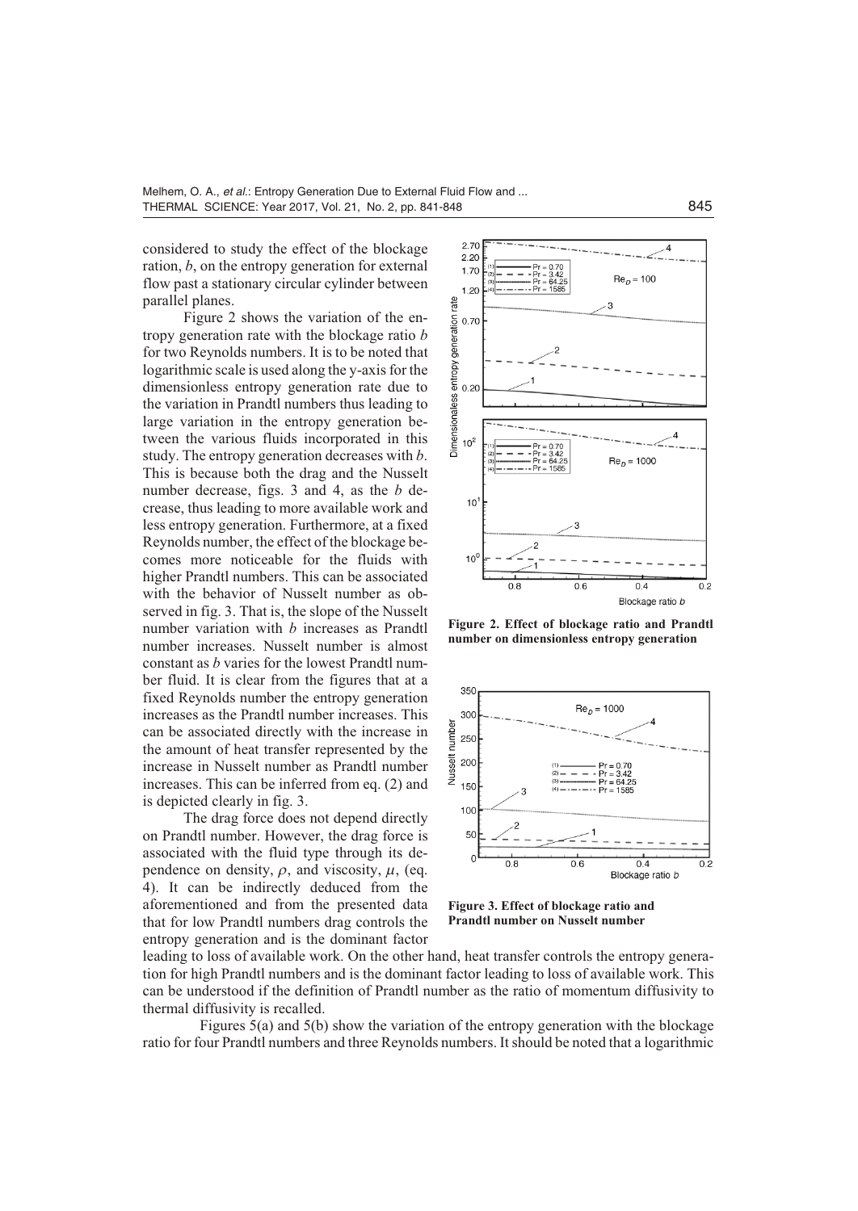considered to study the effect of the blockage ration, $b$, on the entropy generation for external flow past a stationary circular cylinder between parallel planes.

Figure 2 shows the variation of the entropy generation rate with the blockage ratio $b$ for two Reynolds numbers. It is to be noted that logarithmic scale is used along the y-axis for the dimensionless entropy generation rate due to the variation in Prandtl numbers thus leading to large variation in the entropy generation between the various fluids incorporated in this study. The entropy generation decreases with $b$. This is because both the drag and the Nusselt number decrease, figs. 3 and 4, as the $b$ decrease, thus leading to more available work and less entropy generation. Furthermore, at a fixed Reynolds number, the effect of the blockage becomes more noticeable for the fluids with higher Prandtl numbers. This can be associated with the behavior of Nusselt number as observed in fig. 3. That is, the slope of the Nusselt number variation with $b$ increases as Prandtl number increases. Nusselt number is almost constant as $b$ varies for the lowest Prandtl number fluid. It is clear from the figures that at a fixed Reynolds number the entropy generation increases as the Prandtl number increases. This can be associated directly with the increase in the amount of heat transfer represented by the increase in Nusselt number as Prandtl number increases. This can be inferred from eq. (2) and is depicted clearly in fig. 3.

Figure 2. Effect of blockage ratio and Prandtl number on dimensionless entropy generation

Figure 3. Effect of blockage ratio and Prandtl number on Nusselt number

The drag force does not depend directly on Prandtl number. However, the drag force is associated with the fluid type through its dependence on density, $\rho$, and viscosity, $\mu$, (eq. 4). It can be indirectly deduced from the aforementioned and from the presented data that for low Prandtl numbers drag controls the entropy generation and is the dominant factor leading to loss of available work. On the other hand, heat transfer controls the entropy generation for high Prandtl numbers and is the dominant factor leading to loss of available work. This can be understood if the definition of Prandtl number as the ratio of momentum diffusivity to thermal diffusivity is recalled.

Figures 5(a) and 5(b) show the variation of the entropy generation with the blockage ratio for four Prandtl numbers and three Reynolds numbers. It should be noted that a logarithmic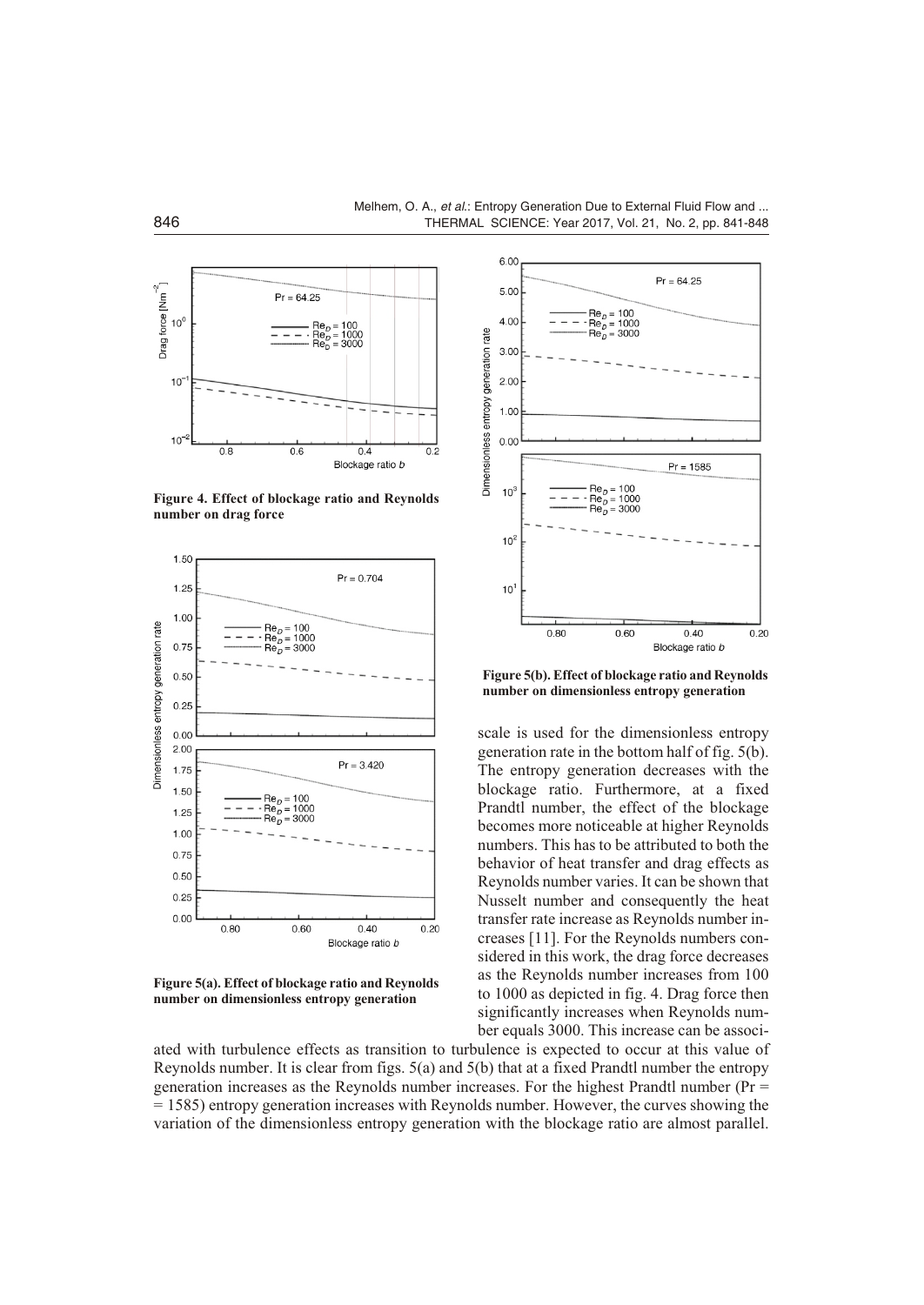**Figure 4. Effect of blockage ratio and Reynolds number on drag force**

**Figure 5(a). Effect of blockage ratio and Reynolds number on dimensionless entropy generation**

**Figure 5(b). Effect of blockage ratio and Reynolds number on dimensionless entropy generation**

scale is used for the dimensionless entropy generation rate in the bottom half of fig. 5(b). The entropy generation decreases with the blockage ratio. Furthermore, at a fixed Prandtl number, the effect of the blockage becomes more noticeable at higher Reynolds numbers. This has to be attributed to both the behavior of heat transfer and drag effects as Reynolds number varies. It can be shown that Nusselt number and consequently the heat transfer rate increase as Reynolds number increases [11]. For the Reynolds numbers considered in this work, the drag force decreases as the Reynolds number increases from 100 to 1000 as depicted in fig. 4. Drag force then significantly increases when Reynolds number equals 3000. This increase can be associated with turbulence effects as transition to turbulence is expected to occur at this value of Reynolds number. It is clear from figs. 5(a) and 5(b) that at a fixed Prandtl number the entropy generation increases as the Reynolds number increases. For the highest Prandtl number ($Pr = 1585$) entropy generation increases with Reynolds number. However, the curves showing the variation of the dimensionless entropy generation with the blockage ratio are almost parallel.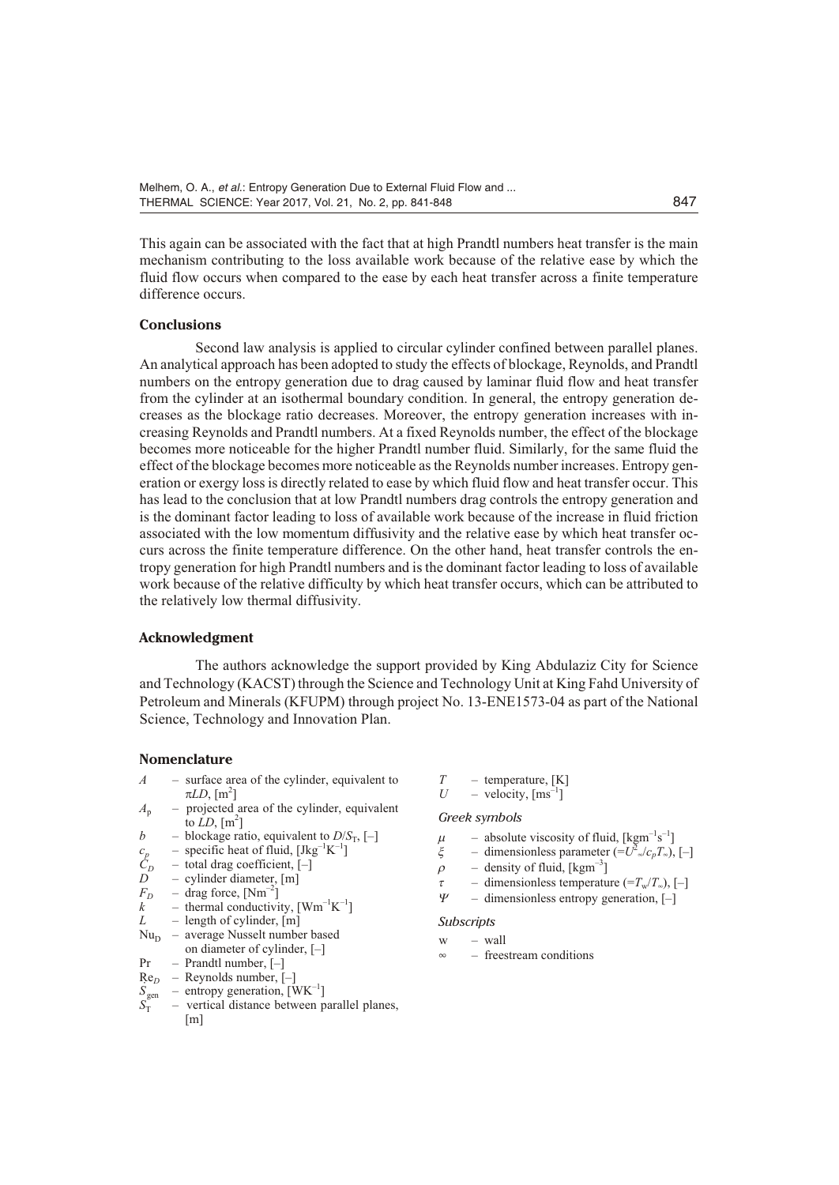This again can be associated with the fact that at high Prandtl numbers heat transfer is the main mechanism contributing to the loss available work because of the relative ease by which the fluid flow occurs when compared to the ease by each heat transfer across a finite temperature difference occurs.

## Conclusions

Second law analysis is applied to circular cylinder confined between parallel planes. An analytical approach has been adopted to study the effects of blockage, Reynolds, and Prandtl numbers on the entropy generation due to drag caused by laminar fluid flow and heat transfer from the cylinder at an isothermal boundary condition. In general, the entropy generation decreases as the blockage ratio decreases. Moreover, the entropy generation increases with increasing Reynolds and Prandtl numbers. At a fixed Reynolds number, the effect of the blockage becomes more noticeable for the higher Prandtl number fluid. Similarly, for the same fluid the effect of the blockage becomes more noticeable as the Reynolds number increases. Entropy generation or exergy loss is directly related to ease by which fluid flow and heat transfer occur. This has lead to the conclusion that at low Prandtl numbers drag controls the entropy generation and is the dominant factor leading to loss of available work because of the increase in fluid friction associated with the low momentum diffusivity and the relative ease by which heat transfer occurs across the finite temperature difference. On the other hand, heat transfer controls the entropy generation for high Prandtl numbers and is the dominant factor leading to loss of available work because of the relative difficulty by which heat transfer occurs, which can be attributed to the relatively low thermal diffusivity.

## Acknowledgment

The authors acknowledge the support provided by King Abdulaziz City for Science and Technology (KACST) through the Science and Technology Unit at King Fahd University of Petroleum and Minerals (KFUPM) through project No. 13-ENE1573-04 as part of the National Science, Technology and Innovation Plan.

## Nomenclature

- $A$ – surface area of the cylinder, equivalent to $\pi LD$, [m$^2$]
- $A_p$ – projected area of the cylinder, equivalent to $LD$, [m$^2$]
- $b$ – blockage ratio, equivalent to $D/S_T$, [–]
- $c_p$ – specific heat of fluid, [Jkg$^{-1}$K$^{-1}$]
- $C_D$ – total drag coefficient, [–]
- $D$ – cylinder diameter, [m]
- $F_D$ – drag force, [Nm$^{-2}$]
- $k$ – thermal conductivity, [Wm$^{-1}$K$^{-1}$]
- $L$ – length of cylinder, [m]
- $\mathrm{Nu_D}$ – average Nusselt number based on diameter of cylinder, [–]
- Pr – Prandtl number, [–]
- $\mathrm{Re}_D$ – Reynolds number, [–]
- $S_{gen}$ – entropy generation, [WK$^{-1}$]
- $S_T$ – vertical distance between parallel planes, [m]
- $T$ – temperature, [K]
- $U$ – velocity, [ms$^{-1}$]

### Greek symbols

- $\mu$ – absolute viscosity of fluid, [kgm$^{-1}$s$^{-1}$]
- $\xi$ – dimensionless parameter $(=U^2_\infty/c_pT_\infty)$, [–]
- $\rho$ – density of fluid, [kgm$^{-3}$]
- $\tau$ – dimensionless temperature $(=T_w/T_\infty)$, [–]
- $\Psi$ – dimensionless entropy generation, [–]

### Subscripts

- w – wall
- $\infty$ – freestream conditions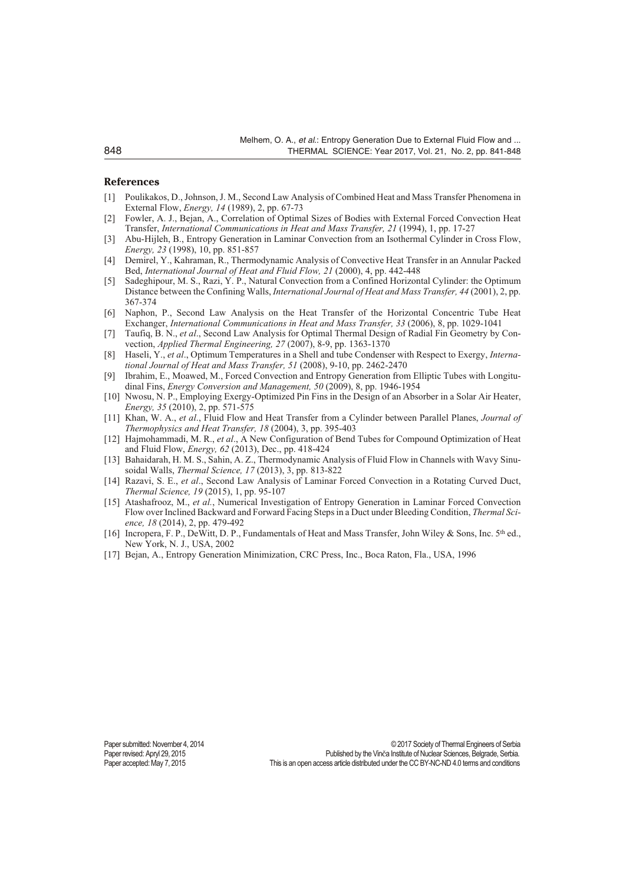## References

[1] Poulikakos, D., Johnson, J. M., Second Law Analysis of Combined Heat and Mass Transfer Phenomena in External Flow, *Energy, 14* (1989), 2, pp. 67-73

[2] Fowler, A. J., Bejan, A., Correlation of Optimal Sizes of Bodies with External Forced Convection Heat Transfer, *International Communications in Heat and Mass Transfer, 21* (1994), 1, pp. 17-27

[3] Abu-Hijleh, B., Entropy Generation in Laminar Convection from an Isothermal Cylinder in Cross Flow, *Energy, 23* (1998), 10, pp. 851-857

[4] Demirel, Y., Kahraman, R., Thermodynamic Analysis of Convective Heat Transfer in an Annular Packed Bed, *International Journal of Heat and Fluid Flow, 21* (2000), 4, pp. 442-448

[5] Sadeghipour, M. S., Razi, Y. P., Natural Convection from a Confined Horizontal Cylinder: the Optimum Distance between the Confining Walls, *International Journal of Heat and Mass Transfer, 44* (2001), 2, pp. 367-374

[6] Naphon, P., Second Law Analysis on the Heat Transfer of the Horizontal Concentric Tube Heat Exchanger, *International Communications in Heat and Mass Transfer, 33* (2006), 8, pp. 1029-1041

[7] Taufiq, B. N., *et al*., Second Law Analysis for Optimal Thermal Design of Radial Fin Geometry by Convection, *Applied Thermal Engineering, 27* (2007), 8-9, pp. 1363-1370

[8] Haseli, Y., *et al*., Optimum Temperatures in a Shell and tube Condenser with Respect to Exergy, *International Journal of Heat and Mass Transfer, 51* (2008), 9-10, pp. 2462-2470

[9] Ibrahim, E., Moawed, M., Forced Convection and Entropy Generation from Elliptic Tubes with Longitudinal Fins, *Energy Conversion and Management, 50* (2009), 8, pp. 1946-1954

[10] Nwosu, N. P., Employing Exergy-Optimized Pin Fins in the Design of an Absorber in a Solar Air Heater, *Energy, 35* (2010), 2, pp. 571-575

[11] Khan, W. A., *et al*., Fluid Flow and Heat Transfer from a Cylinder between Parallel Planes, *Journal of Thermophysics and Heat Transfer, 18* (2004), 3, pp. 395-403

[12] Hajmohammadi, M. R., *et al*., A New Configuration of Bend Tubes for Compound Optimization of Heat and Fluid Flow, *Energy, 62* (2013), Dec., pp. 418-424

[13] Bahaidarah, H. M. S., Sahin, A. Z., Thermodynamic Analysis of Fluid Flow in Channels with Wavy Sinusoidal Walls, *Thermal Science, 17* (2013), 3, pp. 813-822

[14] Razavi, S. E., *et al*., Second Law Analysis of Laminar Forced Convection in a Rotating Curved Duct, *Thermal Science, 19* (2015), 1, pp. 95-107

[15] Atashafrooz, M., *et al.*, Numerical Investigation of Entropy Generation in Laminar Forced Convection Flow over Inclined Backward and Forward Facing Steps in a Duct under Bleeding Condition, *Thermal Science, 18* (2014), 2, pp. 479-492

[16] Incropera, F. P., DeWitt, D. P., Fundamentals of Heat and Mass Transfer, John Wiley & Sons, Inc. 5th ed., New York, N. J., USA, 2002

[17] Bejan, A., Entropy Generation Minimization, CRC Press, Inc., Boca Raton, Fla., USA, 1996

Paper submitted: November 4, 2014
Paper revised: Apryl 29, 2015
Paper accepted: May 7, 2015

© 2017 Society of Thermal Engineers of Serbia
Published by the Vinča Institute of Nuclear Sciences, Belgrade, Serbia.
This is an open access article distributed under the CC BY-NC-ND 4.0 terms and conditions